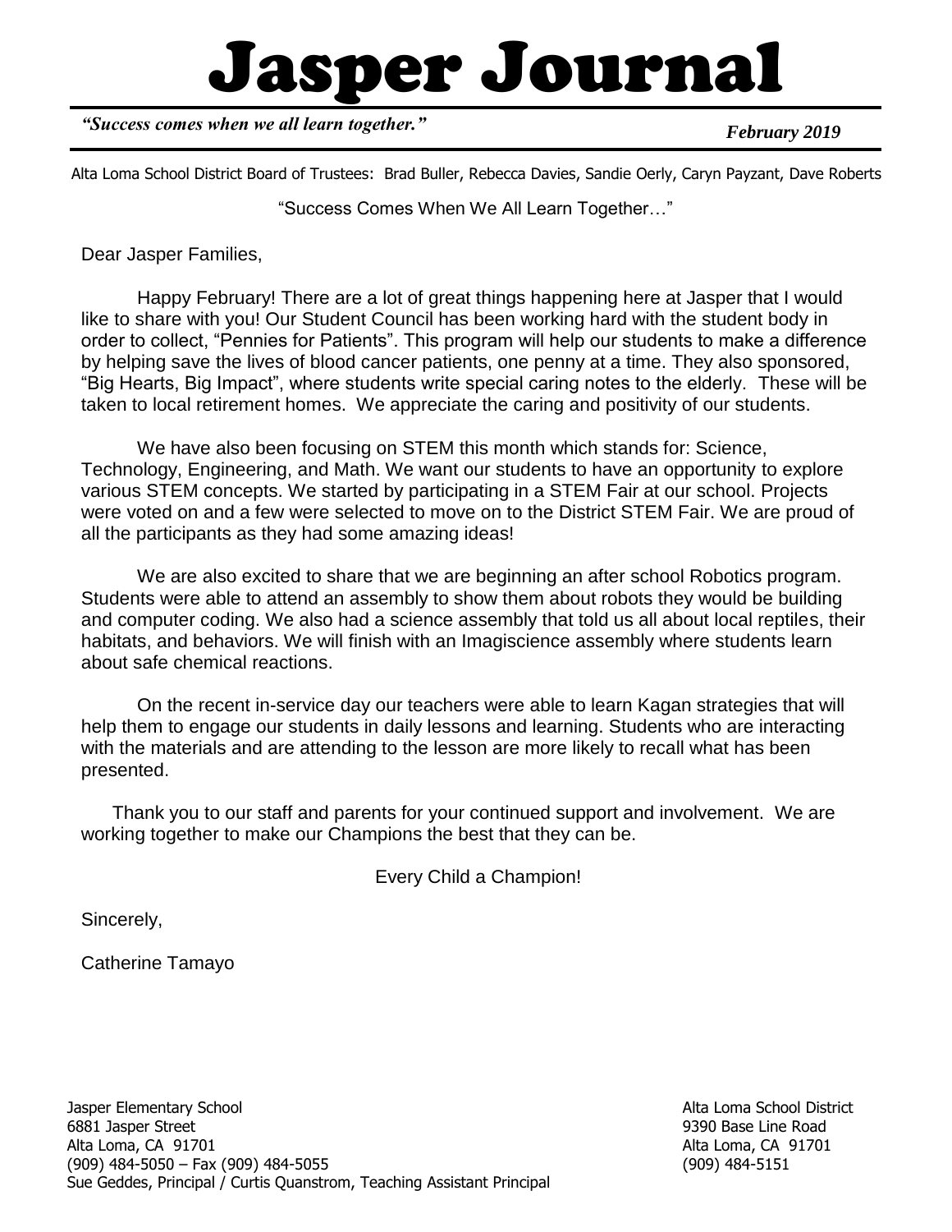# Jasper Journal

*"Success comes when we all learn together."* ***February 2019***

Alta Loma School District Board of Trustees: Brad Buller, Rebecca Davies, Sandie Oerly, Caryn Payzant, Dave Roberts

"Success Comes When We All Learn Together…"

Dear Jasper Families,

Happy February! There are a lot of great things happening here at Jasper that I would like to share with you! Our Student Council has been working hard with the student body in order to collect, "Pennies for Patients". This program will help our students to make a difference by helping save the lives of blood cancer patients, one penny at a time. They also sponsored, "Big Hearts, Big Impact", where students write special caring notes to the elderly. These will be taken to local retirement homes. We appreciate the caring and positivity of our students.

We have also been focusing on STEM this month which stands for: Science, Technology, Engineering, and Math. We want our students to have an opportunity to explore various STEM concepts. We started by participating in a STEM Fair at our school. Projects were voted on and a few were selected to move on to the District STEM Fair. We are proud of all the participants as they had some amazing ideas!

We are also excited to share that we are beginning an after school Robotics program. Students were able to attend an assembly to show them about robots they would be building and computer coding. We also had a science assembly that told us all about local reptiles, their habitats, and behaviors. We will finish with an Imagiscience assembly where students learn about safe chemical reactions.

On the recent in-service day our teachers were able to learn Kagan strategies that will help them to engage our students in daily lessons and learning. Students who are interacting with the materials and are attending to the lesson are more likely to recall what has been presented.

Thank you to our staff and parents for your continued support and involvement. We are working together to make our Champions the best that they can be.

Every Child a Champion!

Sincerely,

Catherine Tamayo

Jasper Elementary School
6881 Jasper Street
Alta Loma, CA 91701
(909) 484-5050 – Fax (909) 484-5055
Sue Geddes, Principal / Curtis Quanstrom, Teaching Assistant Principal

Alta Loma School District
9390 Base Line Road
Alta Loma, CA 91701
(909) 484-5151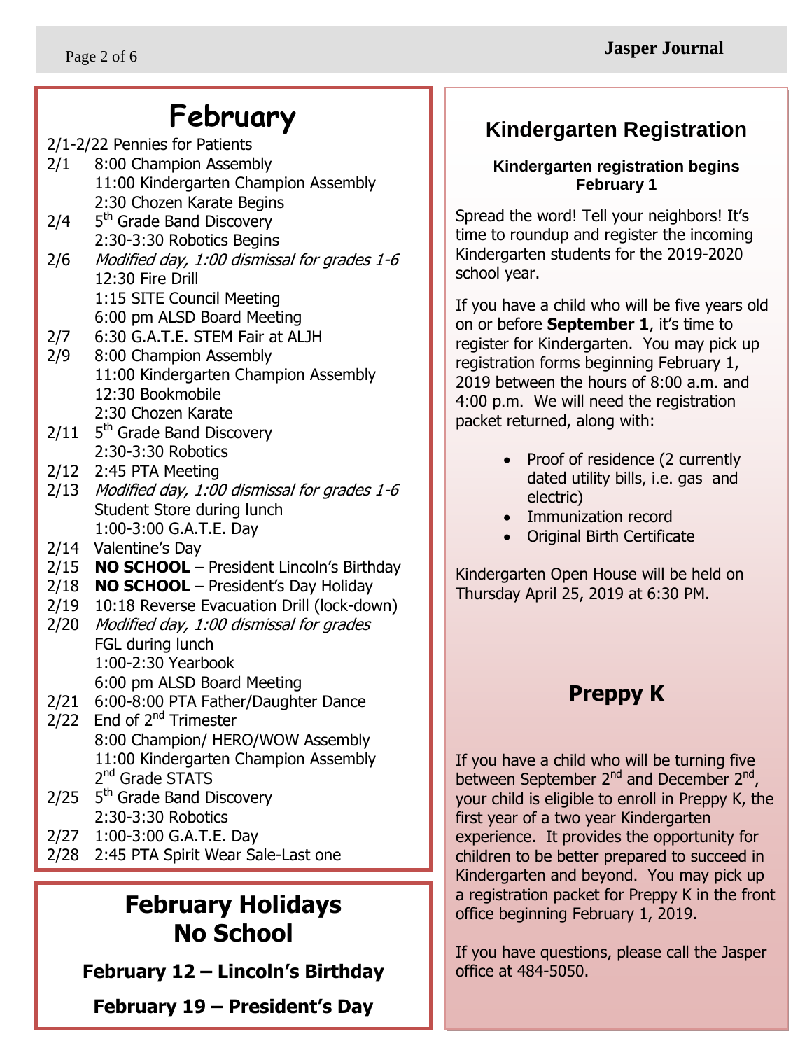# February

2/1-2/22 Pennies for Patients

2/1 8:00 Champion Assembly
11:00 Kindergarten Champion Assembly
2:30 Chozen Karate Begins

2/4 5th Grade Band Discovery
2:30-3:30 Robotics Begins

2/6 *Modified day, 1:00 dismissal for grades 1-6*
12:30 Fire Drill
1:15 SITE Council Meeting
6:00 pm ALSD Board Meeting

2/7 6:30 G.A.T.E. STEM Fair at ALJH

2/9 8:00 Champion Assembly
11:00 Kindergarten Champion Assembly
12:30 Bookmobile
2:30 Chozen Karate

2/11 5th Grade Band Discovery
2:30-3:30 Robotics

2/12 2:45 PTA Meeting

2/13 *Modified day, 1:00 dismissal for grades 1-6*
Student Store during lunch
1:00-3:00 G.A.T.E. Day

2/14 Valentine's Day

2/15 **NO SCHOOL** – President Lincoln's Birthday

2/18 **NO SCHOOL** – President's Day Holiday

2/19 10:18 Reverse Evacuation Drill (lock-down)

2/20 *Modified day, 1:00 dismissal for grades*
FGL during lunch
1:00-2:30 Yearbook
6:00 pm ALSD Board Meeting

2/21 6:00-8:00 PTA Father/Daughter Dance

2/22 End of 2nd Trimester
8:00 Champion/ HERO/WOW Assembly
11:00 Kindergarten Champion Assembly
2nd Grade STATS

2/25 5th Grade Band Discovery
2:30-3:30 Robotics

2/27 1:00-3:00 G.A.T.E. Day

2/28 2:45 PTA Spirit Wear Sale-Last one

## February Holidays No School

**February 12 – Lincoln's Birthday**

**February 19 – President's Day**

## Kindergarten Registration

**Kindergarten registration begins February 1**

Spread the word! Tell your neighbors! It's time to roundup and register the incoming Kindergarten students for the 2019-2020 school year.

If you have a child who will be five years old on or before **September 1**, it's time to register for Kindergarten. You may pick up registration forms beginning February 1, 2019 between the hours of 8:00 a.m. and 4:00 p.m. We will need the registration packet returned, along with:

- Proof of residence (2 currently dated utility bills, i.e. gas and electric)
- Immunization record
- Original Birth Certificate

Kindergarten Open House will be held on Thursday April 25, 2019 at 6:30 PM.

## Preppy K

If you have a child who will be turning five between September 2nd and December 2nd, your child is eligible to enroll in Preppy K, the first year of a two year Kindergarten experience. It provides the opportunity for children to be better prepared to succeed in Kindergarten and beyond. You may pick up a registration packet for Preppy K in the front office beginning February 1, 2019.

If you have questions, please call the Jasper office at 484-5050.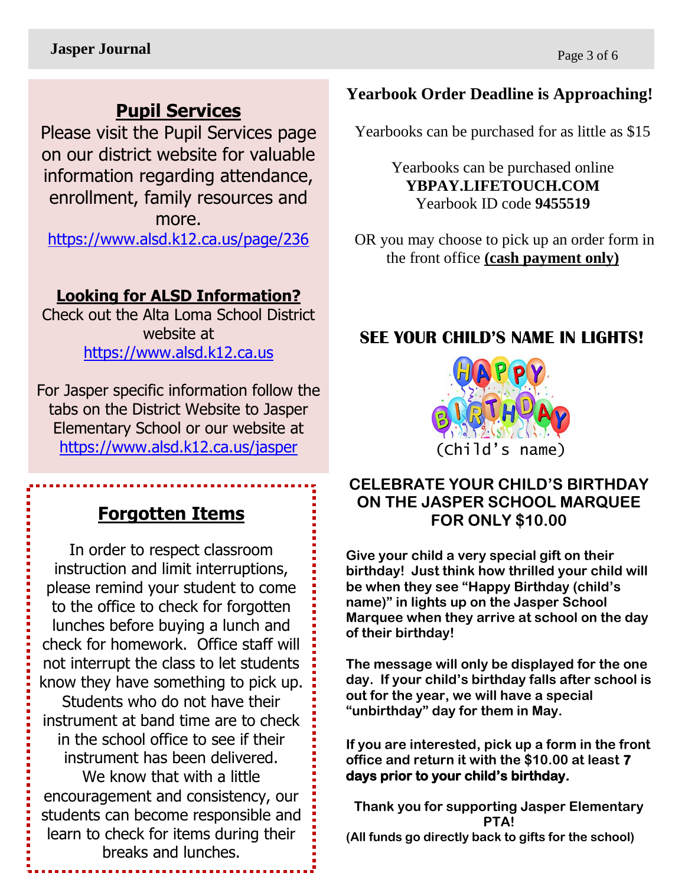## Pupil Services

Please visit the Pupil Services page on our district website for valuable information regarding attendance, enrollment, family resources and more.

https://www.alsd.k12.ca.us/page/236

## Looking for ALSD Information?

Check out the Alta Loma School District website at

https://www.alsd.k12.ca.us

For Jasper specific information follow the tabs on the District Website to Jasper Elementary School or our website at

https://www.alsd.k12.ca.us/jasper

## Forgotten Items

In order to respect classroom instruction and limit interruptions, please remind your student to come to the office to check for forgotten lunches before buying a lunch and check for homework. Office staff will not interrupt the class to let students know they have something to pick up. Students who do not have their instrument at band time are to check in the school office to see if their instrument has been delivered. We know that with a little encouragement and consistency, our students can become responsible and learn to check for items during their breaks and lunches.

## Yearbook Order Deadline is Approaching!

Yearbooks can be purchased for as little as $15

Yearbooks can be purchased online
**YBPAY.LIFETOUCH.COM**
Yearbook ID code **9455519**

OR you may choose to pick up an order form in the front office **(cash payment only)**

## SEE YOUR CHILD'S NAME IN LIGHTS!

HAPPY BIRTHDAY
(Child's name)

### CELEBRATE YOUR CHILD'S BIRTHDAY ON THE JASPER SCHOOL MARQUEE FOR ONLY $10.00

**Give your child a very special gift on their birthday! Just think how thrilled your child will be when they see "Happy Birthday (child's name)" in lights up on the Jasper School Marquee when they arrive at school on the day of their birthday!**

**The message will only be displayed for the one day. If your child's birthday falls after school is out for the year, we will have a special "unbirthday" day for them in May.**

**If you are interested, pick up a form in the front office and return it with the $10.00 at least 7 days prior to your child's birthday.**

**Thank you for supporting Jasper Elementary PTA!**
**(All funds go directly back to gifts for the school)**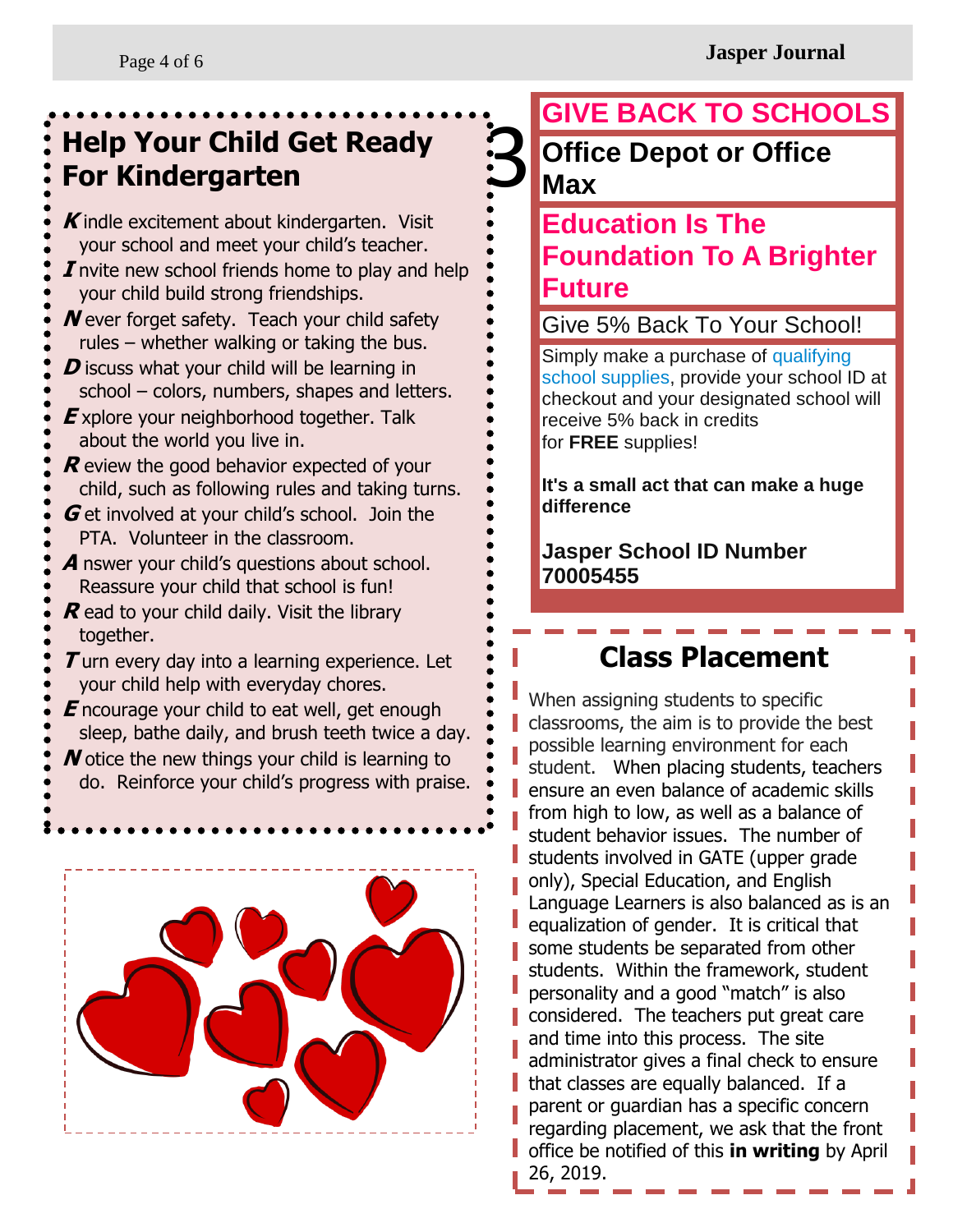## Help Your Child Get Ready For Kindergarten

- ***K*** indle excitement about kindergarten. Visit your school and meet your child's teacher.
- ***I*** nvite new school friends home to play and help your child build strong friendships.
- ***N*** ever forget safety. Teach your child safety rules – whether walking or taking the bus.
- ***D*** iscuss what your child will be learning in school – colors, numbers, shapes and letters.
- ***E*** xplore your neighborhood together. Talk about the world you live in.
- ***R*** eview the good behavior expected of your child, such as following rules and taking turns.
- ***G*** et involved at your child's school. Join the PTA. Volunteer in the classroom.
- ***A*** nswer your child's questions about school. Reassure your child that school is fun!
- ***R*** ead to your child daily. Visit the library together.
- ***T*** urn every day into a learning experience. Let your child help with everyday chores.
- ***E*** ncourage your child to eat well, get enough sleep, bathe daily, and brush teeth twice a day.
- ***N*** otice the new things your child is learning to do. Reinforce your child's progress with praise.

## GIVE BACK TO SCHOOLS

### Office Depot or Office Max

### Education Is The Foundation To A Brighter Future

Give 5% Back To Your School!

Simply make a purchase of qualifying school supplies, provide your school ID at checkout and your designated school will receive 5% back in credits for **FREE** supplies!

**It's a small act that can make a huge difference**

**Jasper School ID Number 70005455**

## Class Placement

When assigning students to specific classrooms, the aim is to provide the best possible learning environment for each student. When placing students, teachers ensure an even balance of academic skills from high to low, as well as a balance of student behavior issues. The number of students involved in GATE (upper grade only), Special Education, and English Language Learners is also balanced as is an equalization of gender. It is critical that some students be separated from other students. Within the framework, student personality and a good "match" is also considered. The teachers put great care and time into this process. The site administrator gives a final check to ensure that classes are equally balanced. If a parent or guardian has a specific concern regarding placement, we ask that the front office be notified of this **in writing** by April 26, 2019.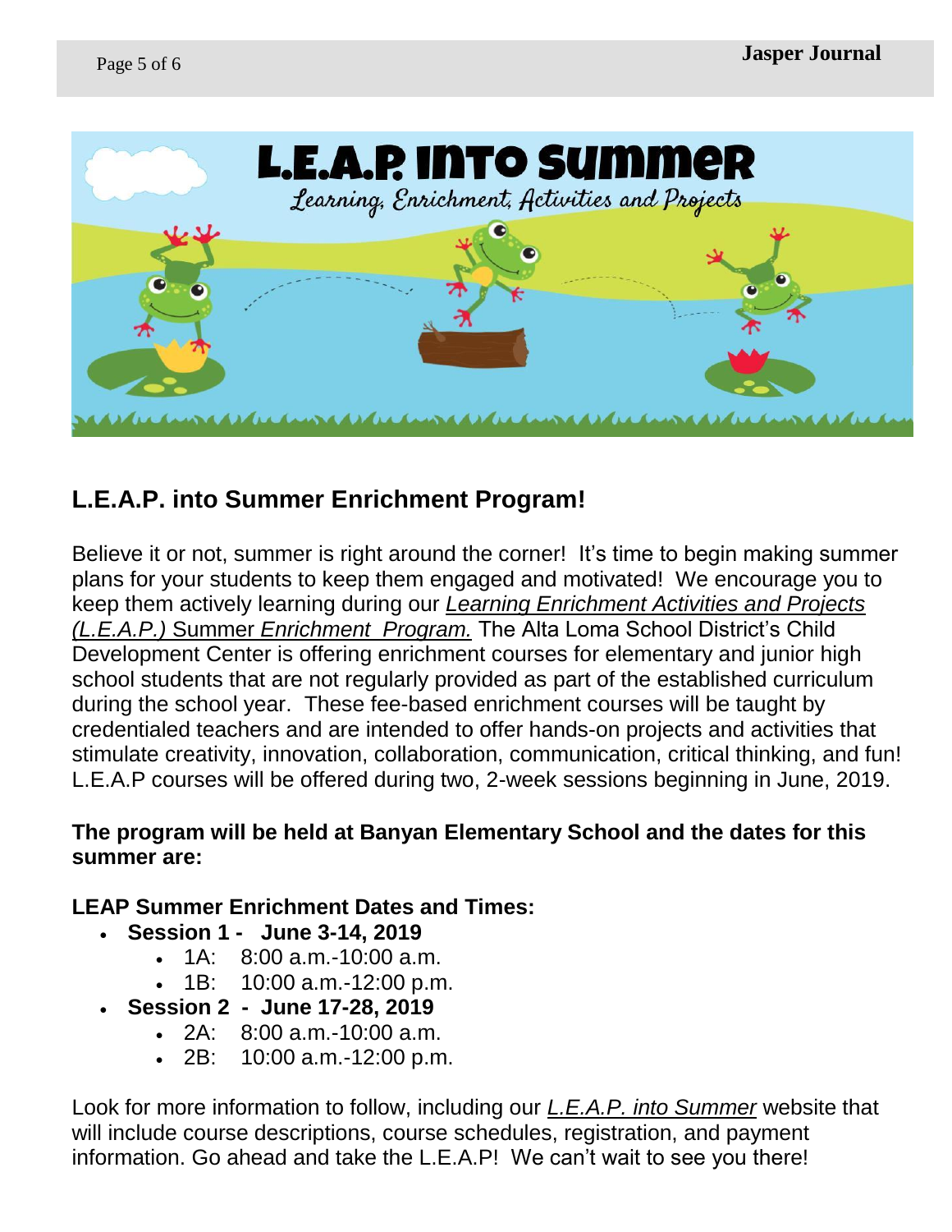L.E.A.P. into Summer

*Learning, Enrichment, Activities and Projects*

## L.E.A.P. into Summer Enrichment Program!

Believe it or not, summer is right around the corner! It's time to begin making summer plans for your students to keep them engaged and motivated! We encourage you to keep them actively learning during our *Learning Enrichment Activities and Projects (L.E.A.P.)* Summer *Enrichment Program.* The Alta Loma School District's Child Development Center is offering enrichment courses for elementary and junior high school students that are not regularly provided as part of the established curriculum during the school year. These fee-based enrichment courses will be taught by credentialed teachers and are intended to offer hands-on projects and activities that stimulate creativity, innovation, collaboration, communication, critical thinking, and fun! L.E.A.P courses will be offered during two, 2-week sessions beginning in June, 2019.

**The program will be held at Banyan Elementary School and the dates for this summer are:**

**LEAP Summer Enrichment Dates and Times:**

- **Session 1 - June 3-14, 2019**
  - 1A: 8:00 a.m.-10:00 a.m.
  - 1B: 10:00 a.m.-12:00 p.m.
- **Session 2 - June 17-28, 2019**
  - 2A: 8:00 a.m.-10:00 a.m.
  - 2B: 10:00 a.m.-12:00 p.m.

Look for more information to follow, including our *L.E.A.P. into Summer* website that will include course descriptions, course schedules, registration, and payment information. Go ahead and take the L.E.A.P! We can't wait to see you there!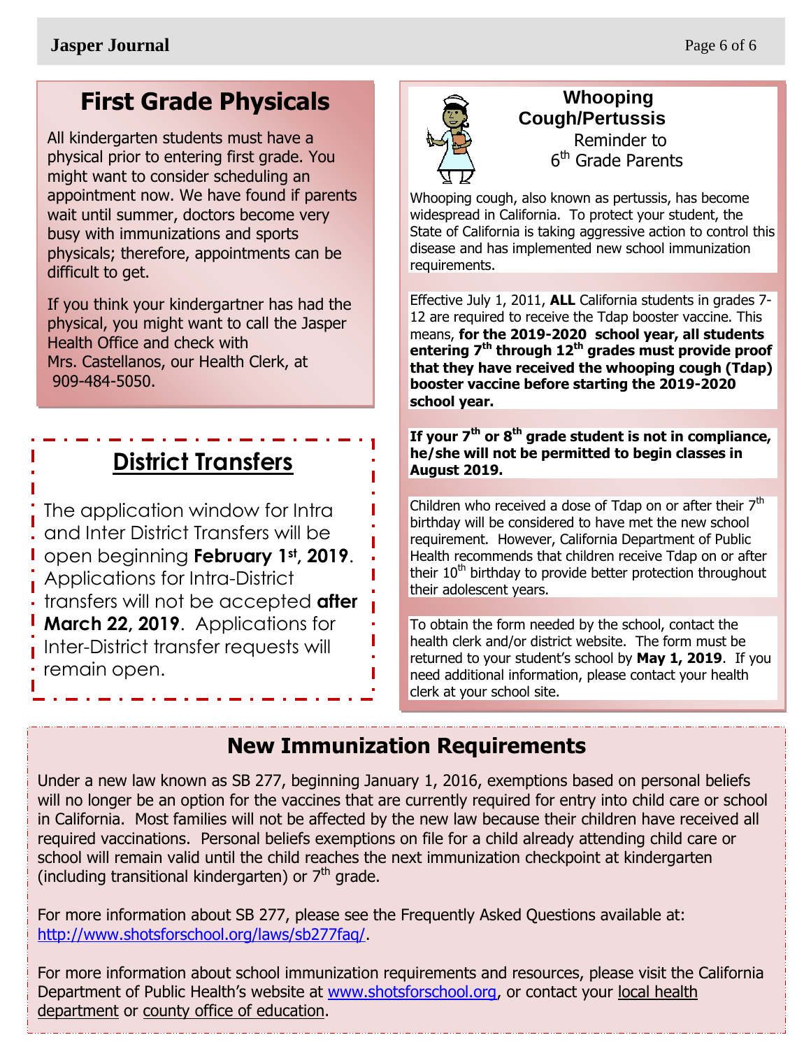## First Grade Physicals

All kindergarten students must have a physical prior to entering first grade. You might want to consider scheduling an appointment now. We have found if parents wait until summer, doctors become very busy with immunizations and sports physicals; therefore, appointments can be difficult to get.

If you think your kindergartner has had the physical, you might want to call the Jasper Health Office and check with Mrs. Castellanos, our Health Clerk, at 909-484-5050.

## District Transfers

The application window for Intra and Inter District Transfers will be open beginning **February 1st, 2019**. Applications for Intra-District transfers will not be accepted **after March 22, 2019**. Applications for Inter-District transfer requests will remain open.

## Whooping Cough/Pertussis

Reminder to 6th Grade Parents

Whooping cough, also known as pertussis, has become widespread in California. To protect your student, the State of California is taking aggressive action to control this disease and has implemented new school immunization requirements.

Effective July 1, 2011, **ALL** California students in grades 7-12 are required to receive the Tdap booster vaccine. This means, **for the 2019-2020 school year, all students entering 7th through 12th grades must provide proof that they have received the whooping cough (Tdap) booster vaccine before starting the 2019-2020 school year.**

**If your 7th or 8th grade student is not in compliance, he/she will not be permitted to begin classes in August 2019.**

Children who received a dose of Tdap on or after their 7th birthday will be considered to have met the new school requirement. However, California Department of Public Health recommends that children receive Tdap on or after their 10th birthday to provide better protection throughout their adolescent years.

To obtain the form needed by the school, contact the health clerk and/or district website. The form must be returned to your student's school by **May 1, 2019**. If you need additional information, please contact your health clerk at your school site.

## New Immunization Requirements

Under a new law known as SB 277, beginning January 1, 2016, exemptions based on personal beliefs will no longer be an option for the vaccines that are currently required for entry into child care or school in California. Most families will not be affected by the new law because their children have received all required vaccinations. Personal beliefs exemptions on file for a child already attending child care or school will remain valid until the child reaches the next immunization checkpoint at kindergarten (including transitional kindergarten) or 7th grade.

For more information about SB 277, please see the Frequently Asked Questions available at: http://www.shotsforschool.org/laws/sb277faq/.

For more information about school immunization requirements and resources, please visit the California Department of Public Health's website at www.shotsforschool.org, or contact your local health department or county office of education.